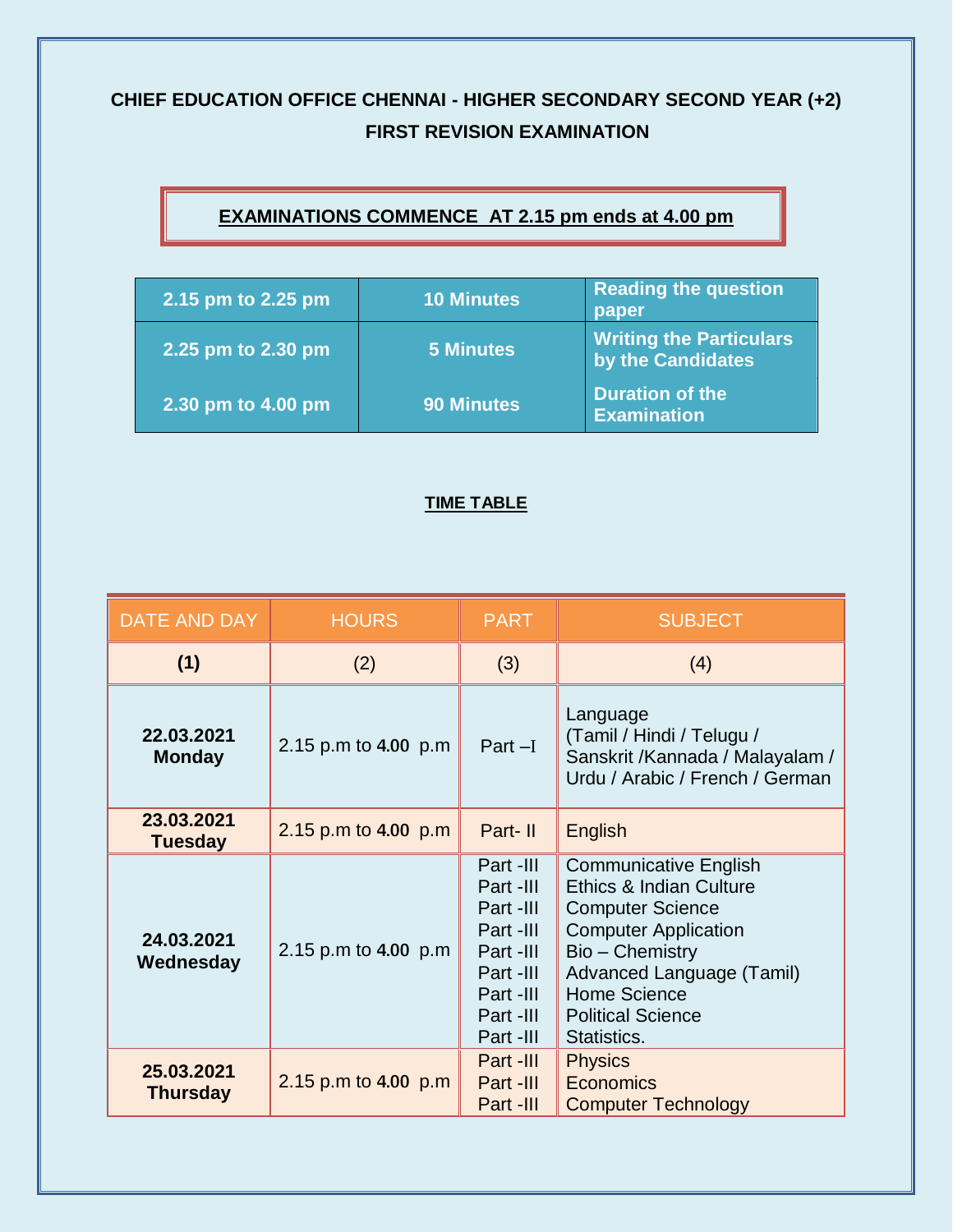## CHIEF EDUCATION OFFICE CHENNAI - HIGHER SECONDARY SECOND YEAR (+2) FIRST REVISION EXAMINATION

**EXAMINATIONS COMMENCE AT 2.15 pm ends at 4.00 pm**

| | | |
|---|---|---|
| 2.15 pm to 2.25 pm | 10 Minutes | Reading the question paper |
| 2.25 pm to 2.30 pm | 5 Minutes | Writing the Particulars by the Candidates |
| 2.30 pm to 4.00 pm | 90 Minutes | Duration of the Examination |

**TIME TABLE**

| DATE AND DAY | HOURS | PART | SUBJECT |
|---|---|---|---|
| **(1)** | (2) | (3) | (4) |
| **22.03.2021 Monday** | 2.15 p.m to **4.00** p.m | Part –I | Language (Tamil / Hindi / Telugu / Sanskrit /Kannada / Malayalam / Urdu / Arabic / French / German |
| **23.03.2021 Tuesday** | 2.15 p.m to **4.00** p.m | Part- II | English |
| **24.03.2021 Wednesday** | 2.15 p.m to **4.00** p.m | Part -III<br>Part -III<br>Part -III<br>Part -III<br>Part -III<br>Part -III<br>Part -III<br>Part -III<br>Part -III | Communicative English<br>Ethics & Indian Culture<br>Computer Science<br>Computer Application<br>Bio – Chemistry<br>Advanced Language (Tamil)<br>Home Science<br>Political Science<br>Statistics. |
| **25.03.2021 Thursday** | 2.15 p.m to **4.00** p.m | Part -III<br>Part -III<br>Part -III | Physics<br>Economics<br>Computer Technology |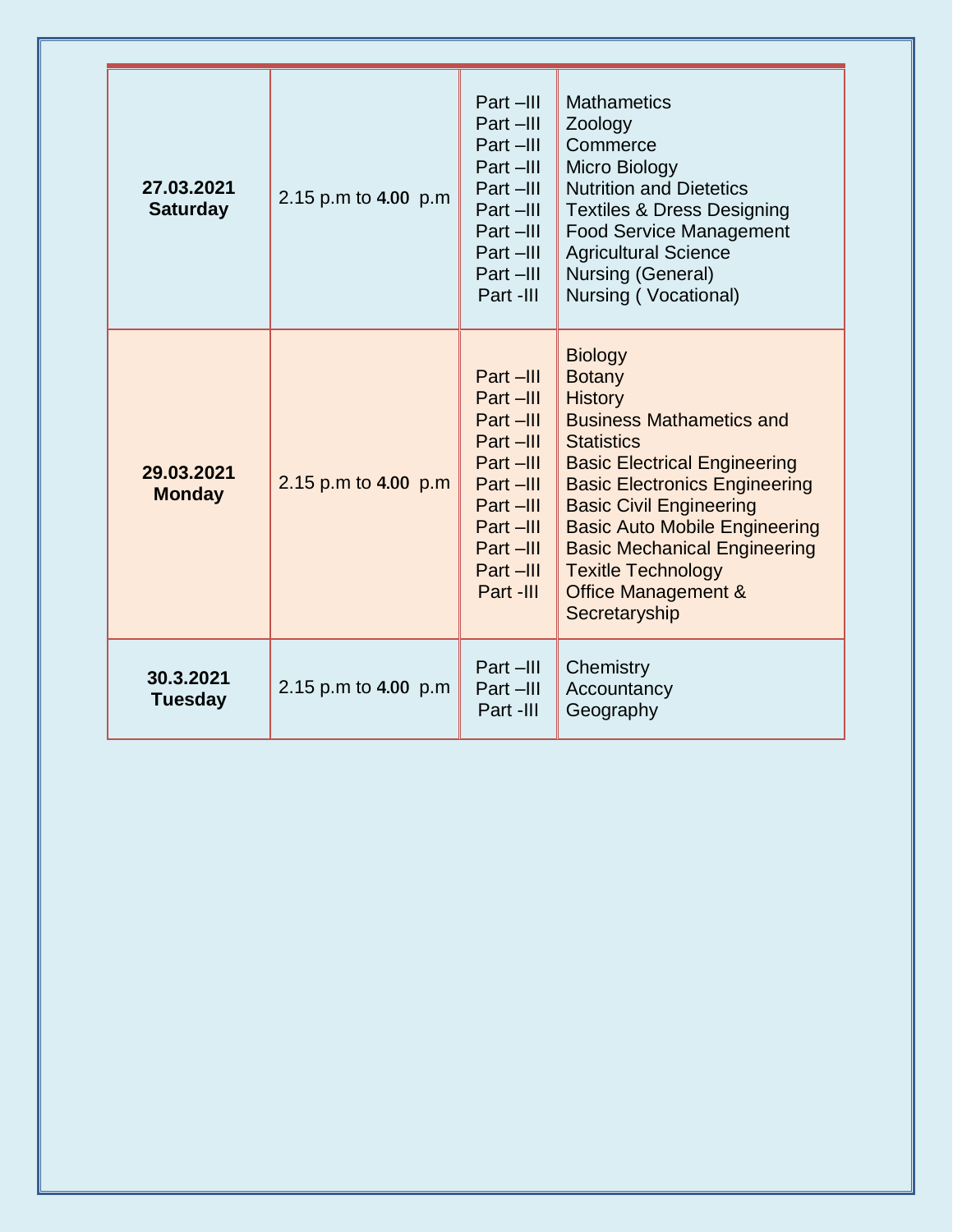| | | | |
|---|---|---|---|
| **27.03.2021 Saturday** | 2.15 p.m to **4.00** p.m | Part –III<br>Part –III<br>Part –III<br>Part –III<br>Part –III<br>Part –III<br>Part –III<br>Part –III<br>Part –III<br>Part -III | Mathametics<br>Zoology<br>Commerce<br>Micro Biology<br>Nutrition and Dietetics<br>Textiles & Dress Designing<br>Food Service Management<br>Agricultural Science<br>Nursing (General)<br>Nursing ( Vocational) |
| **29.03.2021 Monday** | 2.15 p.m to **4.00** p.m | Part –III<br>Part –III<br>Part –III<br>Part –III<br>Part –III<br>Part –III<br>Part –III<br>Part –III<br>Part –III<br>Part –III<br>Part -III | Biology<br>Botany<br>History<br>Business Mathametics and Statistics<br>Basic Electrical Engineering<br>Basic Electronics Engineering<br>Basic Civil Engineering<br>Basic Auto Mobile Engineering<br>Basic Mechanical Engineering<br>Texitile Technology<br>Office Management & Secretaryship |
| **30.3.2021 Tuesday** | 2.15 p.m to **4.00** p.m | Part –III<br>Part –III<br>Part -III | Chemistry<br>Accountancy<br>Geography |